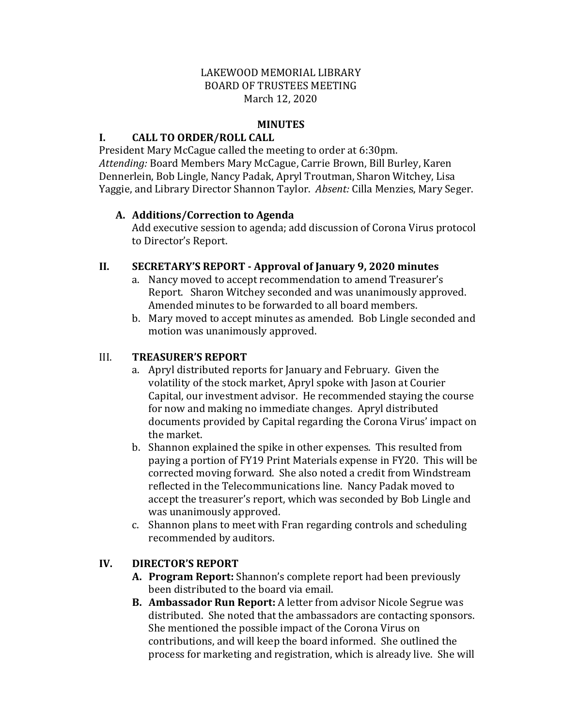LAKEWOOD MEMORIAL LIBRARY
BOARD OF TRUSTEES MEETING
March 12, 2020

**MINUTES**

## I. CALL TO ORDER/ROLL CALL

President Mary McCague called the meeting to order at 6:30pm.
*Attending:* Board Members Mary McCague, Carrie Brown, Bill Burley, Karen Dennerlein, Bob Lingle, Nancy Padak, Apryl Troutman, Sharon Witchey, Lisa Yaggie, and Library Director Shannon Taylor. *Absent:* Cilla Menzies, Mary Seger.

### A. Additions/Correction to Agenda

Add executive session to agenda; add discussion of Corona Virus protocol to Director's Report.

## II. SECRETARY'S REPORT - Approval of January 9, 2020 minutes

a. Nancy moved to accept recommendation to amend Treasurer's Report. Sharon Witchey seconded and was unanimously approved. Amended minutes to be forwarded to all board members.
b. Mary moved to accept minutes as amended. Bob Lingle seconded and motion was unanimously approved.

## III. TREASURER'S REPORT

a. Apryl distributed reports for January and February. Given the volatility of the stock market, Apryl spoke with Jason at Courier Capital, our investment advisor. He recommended staying the course for now and making no immediate changes. Apryl distributed documents provided by Capital regarding the Corona Virus' impact on the market.
b. Shannon explained the spike in other expenses. This resulted from paying a portion of FY19 Print Materials expense in FY20. This will be corrected moving forward. She also noted a credit from Windstream reflected in the Telecommunications line. Nancy Padak moved to accept the treasurer's report, which was seconded by Bob Lingle and was unanimously approved.
c. Shannon plans to meet with Fran regarding controls and scheduling recommended by auditors.

## IV. DIRECTOR'S REPORT

A. **Program Report:** Shannon's complete report had been previously been distributed to the board via email.
B. **Ambassador Run Report:** A letter from advisor Nicole Segrue was distributed. She noted that the ambassadors are contacting sponsors. She mentioned the possible impact of the Corona Virus on contributions, and will keep the board informed. She outlined the process for marketing and registration, which is already live. She will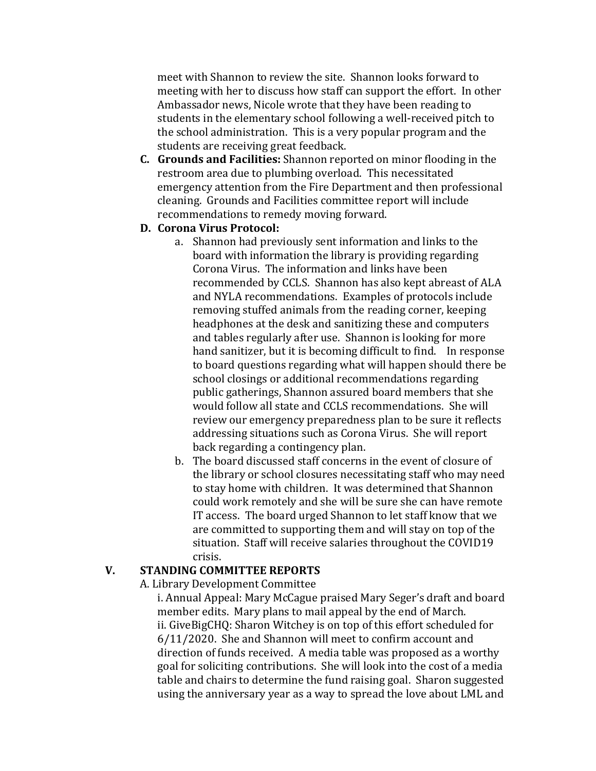meet with Shannon to review the site. Shannon looks forward to meeting with her to discuss how staff can support the effort. In other Ambassador news, Nicole wrote that they have been reading to students in the elementary school following a well-received pitch to the school administration. This is a very popular program and the students are receiving great feedback.

C. **Grounds and Facilities:** Shannon reported on minor flooding in the restroom area due to plumbing overload. This necessitated emergency attention from the Fire Department and then professional cleaning. Grounds and Facilities committee report will include recommendations to remedy moving forward.

D. **Corona Virus Protocol:**

a. Shannon had previously sent information and links to the board with information the library is providing regarding Corona Virus. The information and links have been recommended by CCLS. Shannon has also kept abreast of ALA and NYLA recommendations. Examples of protocols include removing stuffed animals from the reading corner, keeping headphones at the desk and sanitizing these and computers and tables regularly after use. Shannon is looking for more hand sanitizer, but it is becoming difficult to find. In response to board questions regarding what will happen should there be school closings or additional recommendations regarding public gatherings, Shannon assured board members that she would follow all state and CCLS recommendations. She will review our emergency preparedness plan to be sure it reflects addressing situations such as Corona Virus. She will report back regarding a contingency plan.

b. The board discussed staff concerns in the event of closure of the library or school closures necessitating staff who may need to stay home with children. It was determined that Shannon could work remotely and she will be sure she can have remote IT access. The board urged Shannon to let staff know that we are committed to supporting them and will stay on top of the situation. Staff will receive salaries throughout the COVID19 crisis.

## V. STANDING COMMITTEE REPORTS

A. Library Development Committee

i. Annual Appeal: Mary McCague praised Mary Seger's draft and board member edits. Mary plans to mail appeal by the end of March.

ii. GiveBigCHQ: Sharon Witchey is on top of this effort scheduled for 6/11/2020. She and Shannon will meet to confirm account and direction of funds received. A media table was proposed as a worthy goal for soliciting contributions. She will look into the cost of a media table and chairs to determine the fund raising goal. Sharon suggested using the anniversary year as a way to spread the love about LML and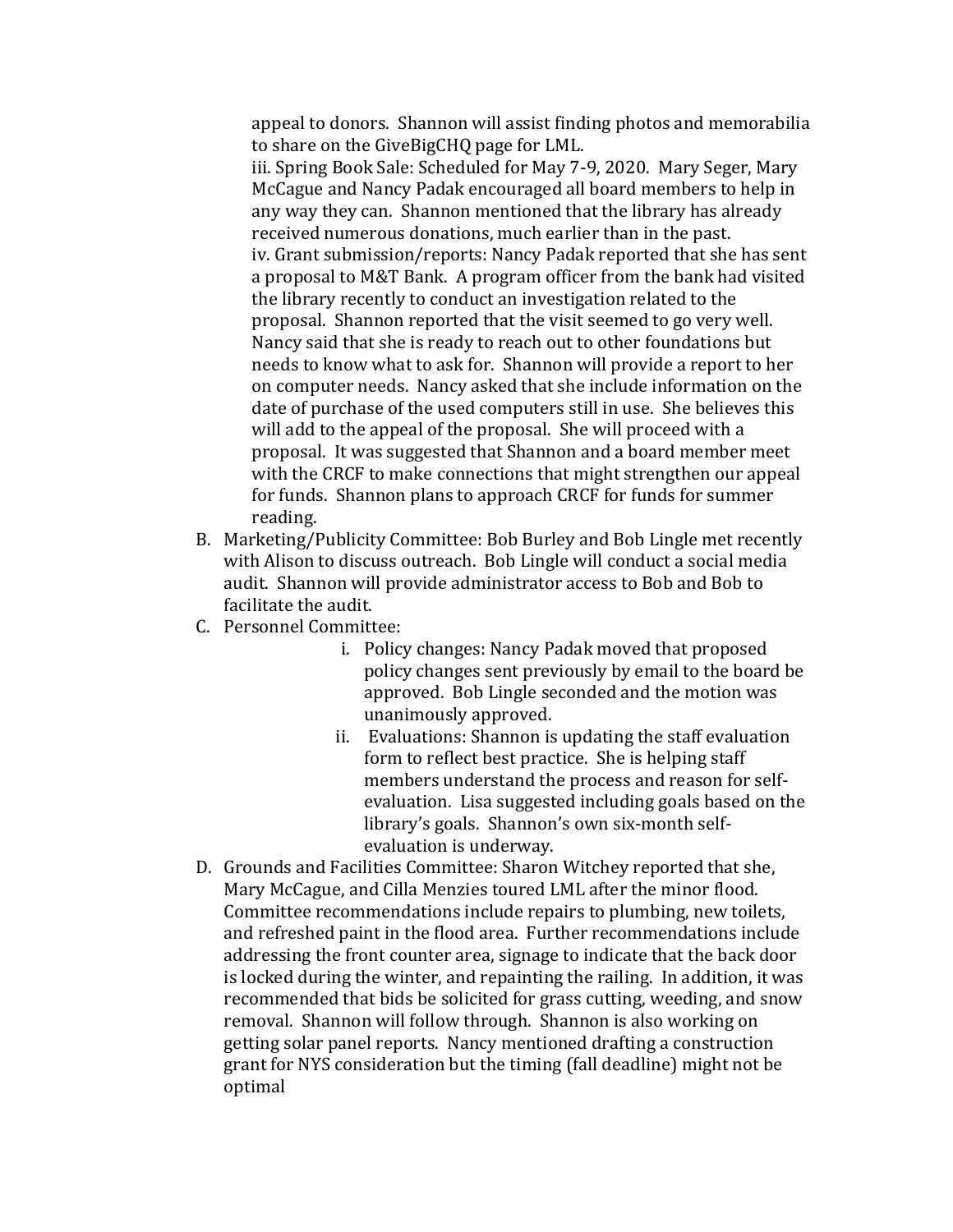appeal to donors. Shannon will assist finding photos and memorabilia to share on the GiveBigCHQ page for LML.

iii. Spring Book Sale: Scheduled for May 7-9, 2020. Mary Seger, Mary McCague and Nancy Padak encouraged all board members to help in any way they can. Shannon mentioned that the library has already received numerous donations, much earlier than in the past.

iv. Grant submission/reports: Nancy Padak reported that she has sent a proposal to M&T Bank. A program officer from the bank had visited the library recently to conduct an investigation related to the proposal. Shannon reported that the visit seemed to go very well. Nancy said that she is ready to reach out to other foundations but needs to know what to ask for. Shannon will provide a report to her on computer needs. Nancy asked that she include information on the date of purchase of the used computers still in use. She believes this will add to the appeal of the proposal. She will proceed with a proposal. It was suggested that Shannon and a board member meet with the CRCF to make connections that might strengthen our appeal for funds. Shannon plans to approach CRCF for funds for summer reading.

B. Marketing/Publicity Committee: Bob Burley and Bob Lingle met recently with Alison to discuss outreach. Bob Lingle will conduct a social media audit. Shannon will provide administrator access to Bob and Bob to facilitate the audit.

C. Personnel Committee:

   i. Policy changes: Nancy Padak moved that proposed policy changes sent previously by email to the board be approved. Bob Lingle seconded and the motion was unanimously approved.

   ii. Evaluations: Shannon is updating the staff evaluation form to reflect best practice. She is helping staff members understand the process and reason for self-evaluation. Lisa suggested including goals based on the library's goals. Shannon's own six-month self-evaluation is underway.

D. Grounds and Facilities Committee: Sharon Witchey reported that she, Mary McCague, and Cilla Menzies toured LML after the minor flood. Committee recommendations include repairs to plumbing, new toilets, and refreshed paint in the flood area. Further recommendations include addressing the front counter area, signage to indicate that the back door is locked during the winter, and repainting the railing. In addition, it was recommended that bids be solicited for grass cutting, weeding, and snow removal. Shannon will follow through. Shannon is also working on getting solar panel reports. Nancy mentioned drafting a construction grant for NYS consideration but the timing (fall deadline) might not be optimal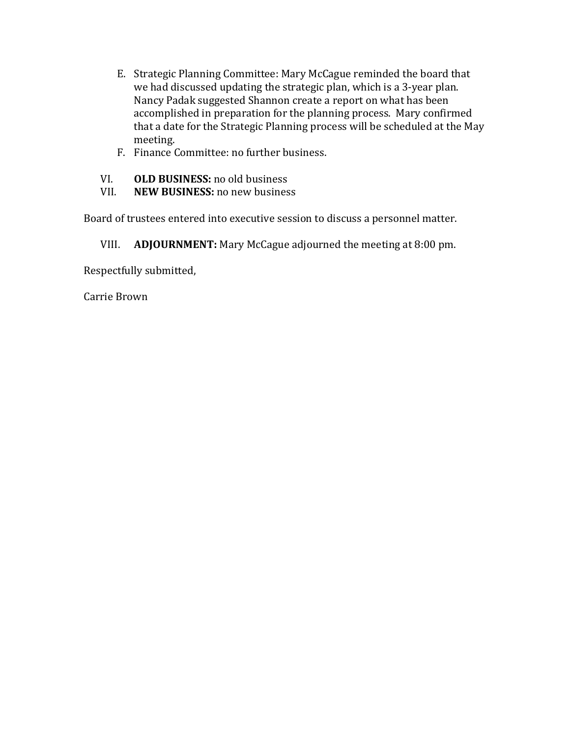E. Strategic Planning Committee: Mary McCague reminded the board that we had discussed updating the strategic plan, which is a 3-year plan. Nancy Padak suggested Shannon create a report on what has been accomplished in preparation for the planning process. Mary confirmed that a date for the Strategic Planning process will be scheduled at the May meeting.
F. Finance Committee: no further business.

VI. **OLD BUSINESS:** no old business
VII. **NEW BUSINESS:** no new business

Board of trustees entered into executive session to discuss a personnel matter.

VIII. **ADJOURNMENT:** Mary McCague adjourned the meeting at 8:00 pm.

Respectfully submitted,

Carrie Brown